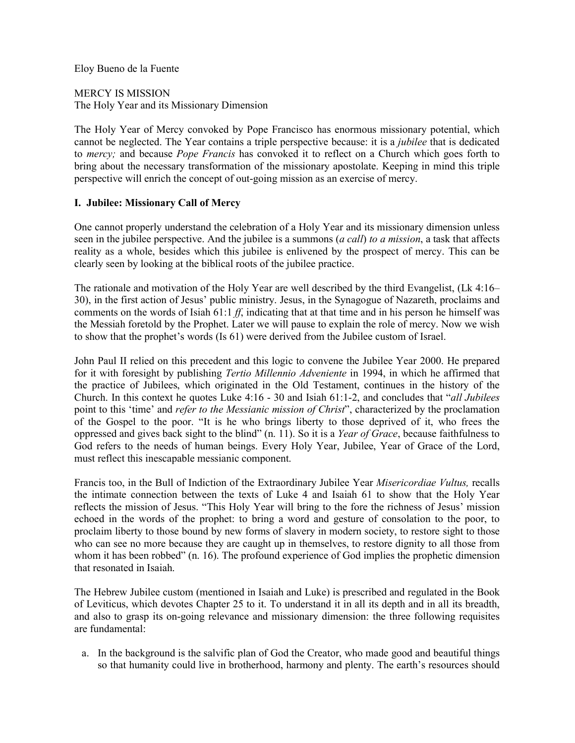Eloy Bueno de la Fuente

MERCY IS MISSION
The Holy Year and its Missionary Dimension

The Holy Year of Mercy convoked by Pope Francisco has enormous missionary potential, which cannot be neglected. The Year contains a triple perspective because: it is a *jubilee* that is dedicated to *mercy;* and because *Pope Francis* has convoked it to reflect on a Church which goes forth to bring about the necessary transformation of the missionary apostolate. Keeping in mind this triple perspective will enrich the concept of out-going mission as an exercise of mercy.

## I. Jubilee: Missionary Call of Mercy

One cannot properly understand the celebration of a Holy Year and its missionary dimension unless seen in the jubilee perspective. And the jubilee is a summons (*a call*) *to a mission*, a task that affects reality as a whole, besides which this jubilee is enlivened by the prospect of mercy. This can be clearly seen by looking at the biblical roots of the jubilee practice.

The rationale and motivation of the Holy Year are well described by the third Evangelist, (Lk 4:16–30), in the first action of Jesus' public ministry. Jesus, in the Synagogue of Nazareth, proclaims and comments on the words of Isiah 61:1 *ff*, indicating that at that time and in his person he himself was the Messiah foretold by the Prophet. Later we will pause to explain the role of mercy. Now we wish to show that the prophet's words (Is 61) were derived from the Jubilee custom of Israel.

John Paul II relied on this precedent and this logic to convene the Jubilee Year 2000. He prepared for it with foresight by publishing *Tertio Millennio Adveniente* in 1994, in which he affirmed that the practice of Jubilees, which originated in the Old Testament, continues in the history of the Church. In this context he quotes Luke 4:16 - 30 and Isiah 61:1-2, and concludes that "*all Jubilees* point to this 'time' and *refer to the Messianic mission of Christ*", characterized by the proclamation of the Gospel to the poor. "It is he who brings liberty to those deprived of it, who frees the oppressed and gives back sight to the blind" (n. 11). So it is a *Year of Grace*, because faithfulness to God refers to the needs of human beings. Every Holy Year, Jubilee, Year of Grace of the Lord, must reflect this inescapable messianic component.

Francis too, in the Bull of Indiction of the Extraordinary Jubilee Year *Misericordiae Vultus,* recalls the intimate connection between the texts of Luke 4 and Isaiah 61 to show that the Holy Year reflects the mission of Jesus. "This Holy Year will bring to the fore the richness of Jesus' mission echoed in the words of the prophet: to bring a word and gesture of consolation to the poor, to proclaim liberty to those bound by new forms of slavery in modern society, to restore sight to those who can see no more because they are caught up in themselves, to restore dignity to all those from whom it has been robbed" (n. 16). The profound experience of God implies the prophetic dimension that resonated in Isaiah.

The Hebrew Jubilee custom (mentioned in Isaiah and Luke) is prescribed and regulated in the Book of Leviticus, which devotes Chapter 25 to it. To understand it in all its depth and in all its breadth, and also to grasp its on-going relevance and missionary dimension: the three following requisites are fundamental:

a. In the background is the salvific plan of God the Creator, who made good and beautiful things so that humanity could live in brotherhood, harmony and plenty. The earth's resources should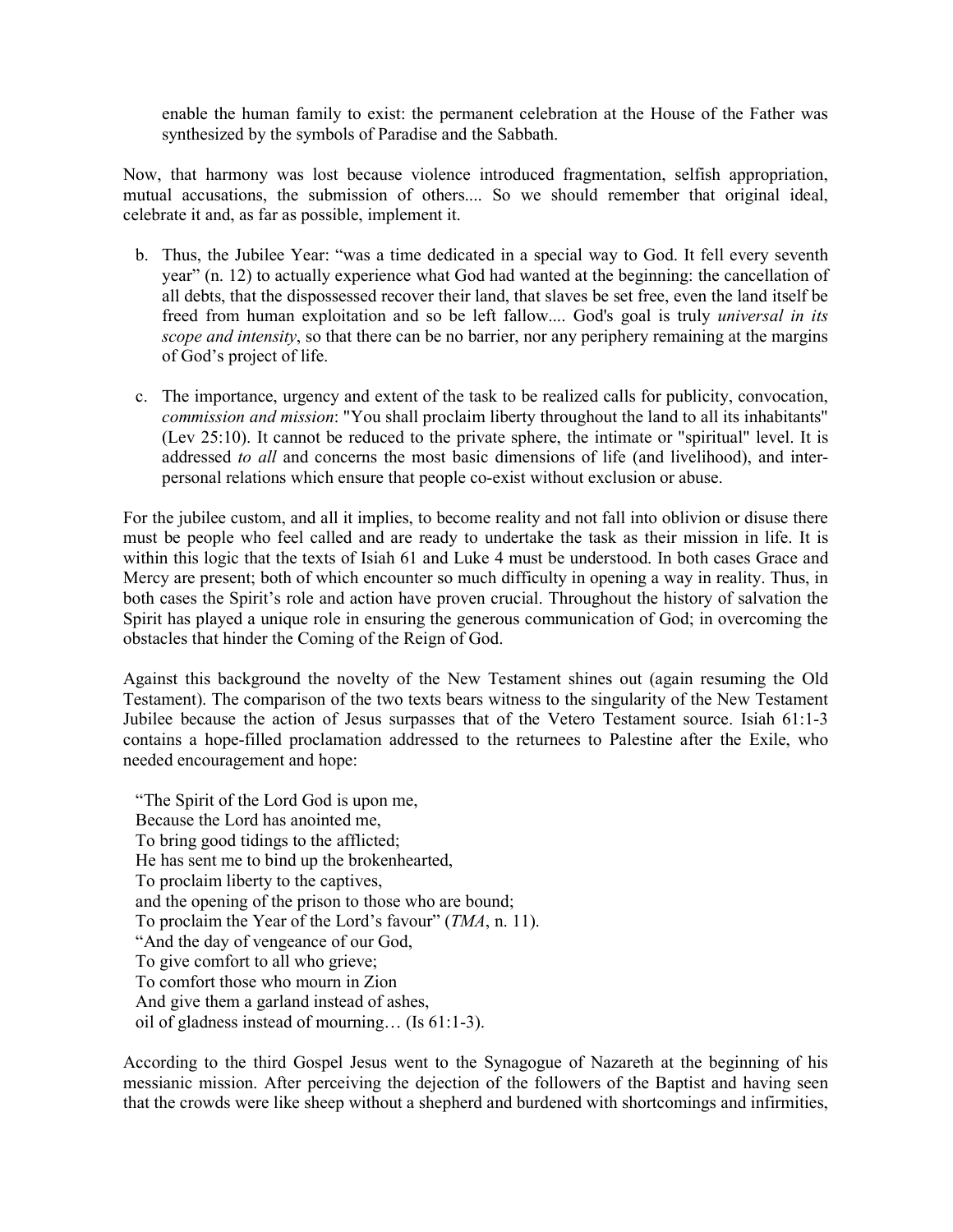enable the human family to exist: the permanent celebration at the House of the Father was synthesized by the symbols of Paradise and the Sabbath.

Now, that harmony was lost because violence introduced fragmentation, selfish appropriation, mutual accusations, the submission of others.... So we should remember that original ideal, celebrate it and, as far as possible, implement it.

b. Thus, the Jubilee Year: "was a time dedicated in a special way to God. It fell every seventh year" (n. 12) to actually experience what God had wanted at the beginning: the cancellation of all debts, that the dispossessed recover their land, that slaves be set free, even the land itself be freed from human exploitation and so be left fallow.... God's goal is truly *universal in its scope and intensity*, so that there can be no barrier, nor any periphery remaining at the margins of God's project of life.

c. The importance, urgency and extent of the task to be realized calls for publicity, convocation, *commission and mission*: "You shall proclaim liberty throughout the land to all its inhabitants" (Lev 25:10). It cannot be reduced to the private sphere, the intimate or "spiritual" level. It is addressed *to all* and concerns the most basic dimensions of life (and livelihood), and inter-personal relations which ensure that people co-exist without exclusion or abuse.

For the jubilee custom, and all it implies, to become reality and not fall into oblivion or disuse there must be people who feel called and are ready to undertake the task as their mission in life. It is within this logic that the texts of Isiah 61 and Luke 4 must be understood. In both cases Grace and Mercy are present; both of which encounter so much difficulty in opening a way in reality. Thus, in both cases the Spirit's role and action have proven crucial. Throughout the history of salvation the Spirit has played a unique role in ensuring the generous communication of God; in overcoming the obstacles that hinder the Coming of the Reign of God.

Against this background the novelty of the New Testament shines out (again resuming the Old Testament). The comparison of the two texts bears witness to the singularity of the New Testament Jubilee because the action of Jesus surpasses that of the Vetero Testament source. Isiah 61:1-3 contains a hope-filled proclamation addressed to the returnees to Palestine after the Exile, who needed encouragement and hope:

> "The Spirit of the Lord God is upon me,
> Because the Lord has anointed me,
> To bring good tidings to the afflicted;
> He has sent me to bind up the brokenhearted,
> To proclaim liberty to the captives,
> and the opening of the prison to those who are bound;
> To proclaim the Year of the Lord's favour" (*TMA*, n. 11).
> "And the day of vengeance of our God,
> To give comfort to all who grieve;
> To comfort those who mourn in Zion
> And give them a garland instead of ashes,
> oil of gladness instead of mourning… (Is 61:1-3).

According to the third Gospel Jesus went to the Synagogue of Nazareth at the beginning of his messianic mission. After perceiving the dejection of the followers of the Baptist and having seen that the crowds were like sheep without a shepherd and burdened with shortcomings and infirmities,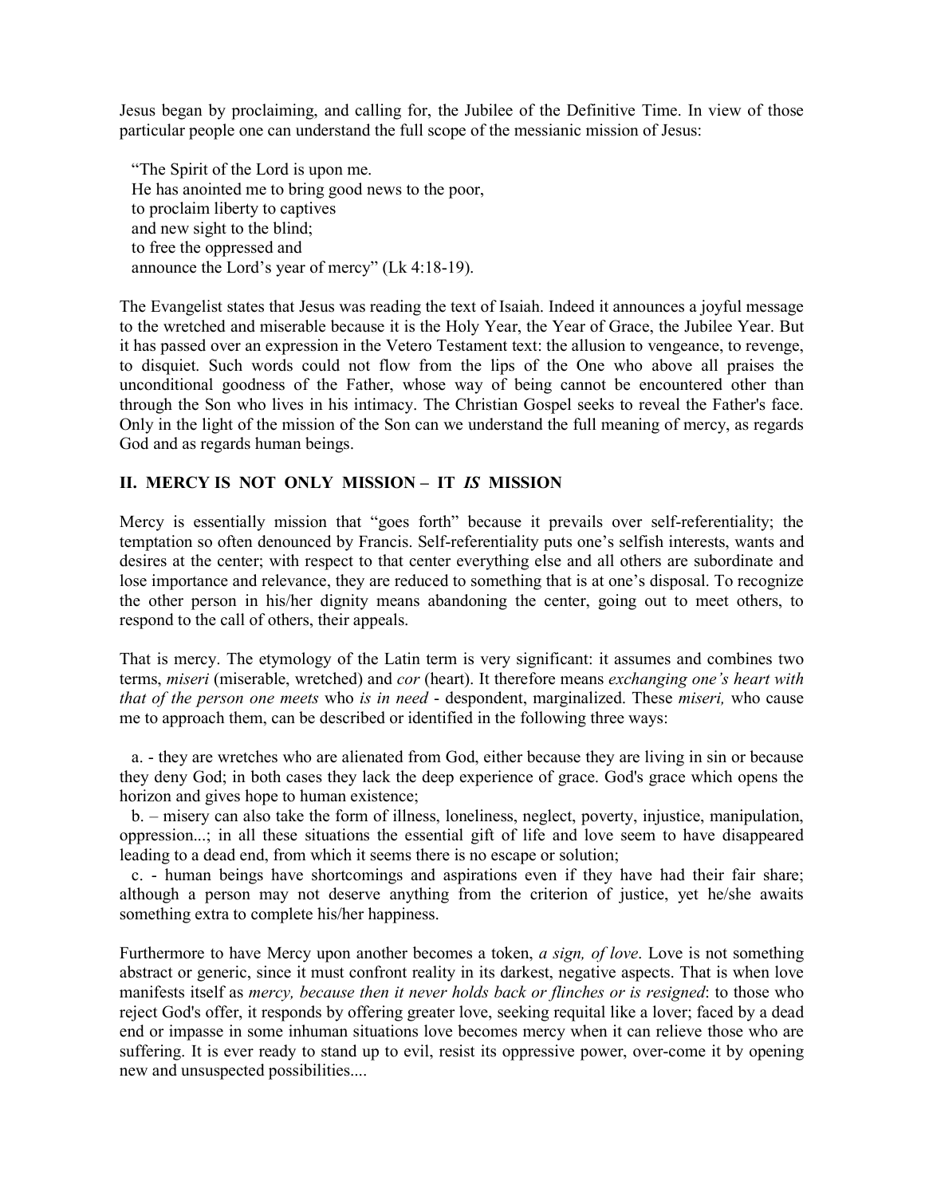Jesus began by proclaiming, and calling for, the Jubilee of the Definitive Time. In view of those particular people one can understand the full scope of the messianic mission of Jesus:

> "The Spirit of the Lord is upon me.
> He has anointed me to bring good news to the poor,
> to proclaim liberty to captives
> and new sight to the blind;
> to free the oppressed and
> announce the Lord's year of mercy" (Lk 4:18-19).

The Evangelist states that Jesus was reading the text of Isaiah. Indeed it announces a joyful message to the wretched and miserable because it is the Holy Year, the Year of Grace, the Jubilee Year. But it has passed over an expression in the Vetero Testament text: the allusion to vengeance, to revenge, to disquiet. Such words could not flow from the lips of the One who above all praises the unconditional goodness of the Father, whose way of being cannot be encountered other than through the Son who lives in his intimacy. The Christian Gospel seeks to reveal the Father's face. Only in the light of the mission of the Son can we understand the full meaning of mercy, as regards God and as regards human beings.

## II. MERCY IS NOT ONLY MISSION – IT *IS* MISSION

Mercy is essentially mission that "goes forth" because it prevails over self-referentiality; the temptation so often denounced by Francis. Self-referentiality puts one's selfish interests, wants and desires at the center; with respect to that center everything else and all others are subordinate and lose importance and relevance, they are reduced to something that is at one's disposal. To recognize the other person in his/her dignity means abandoning the center, going out to meet others, to respond to the call of others, their appeals.

That is mercy. The etymology of the Latin term is very significant: it assumes and combines two terms, *miseri* (miserable, wretched) and *cor* (heart). It therefore means *exchanging one's heart with that of the person one meets* who *is in need* - despondent, marginalized. These *miseri,* who cause me to approach them, can be described or identified in the following three ways:

a. - they are wretches who are alienated from God, either because they are living in sin or because they deny God; in both cases they lack the deep experience of grace. God's grace which opens the horizon and gives hope to human existence;

b. – misery can also take the form of illness, loneliness, neglect, poverty, injustice, manipulation, oppression...; in all these situations the essential gift of life and love seem to have disappeared leading to a dead end, from which it seems there is no escape or solution;

c. - human beings have shortcomings and aspirations even if they have had their fair share; although a person may not deserve anything from the criterion of justice, yet he/she awaits something extra to complete his/her happiness.

Furthermore to have Mercy upon another becomes a token, *a sign, of love*. Love is not something abstract or generic, since it must confront reality in its darkest, negative aspects. That is when love manifests itself as *mercy, because then it never holds back or flinches or is resigned*: to those who reject God's offer, it responds by offering greater love, seeking requital like a lover; faced by a dead end or impasse in some inhuman situations love becomes mercy when it can relieve those who are suffering. It is ever ready to stand up to evil, resist its oppressive power, over-come it by opening new and unsuspected possibilities....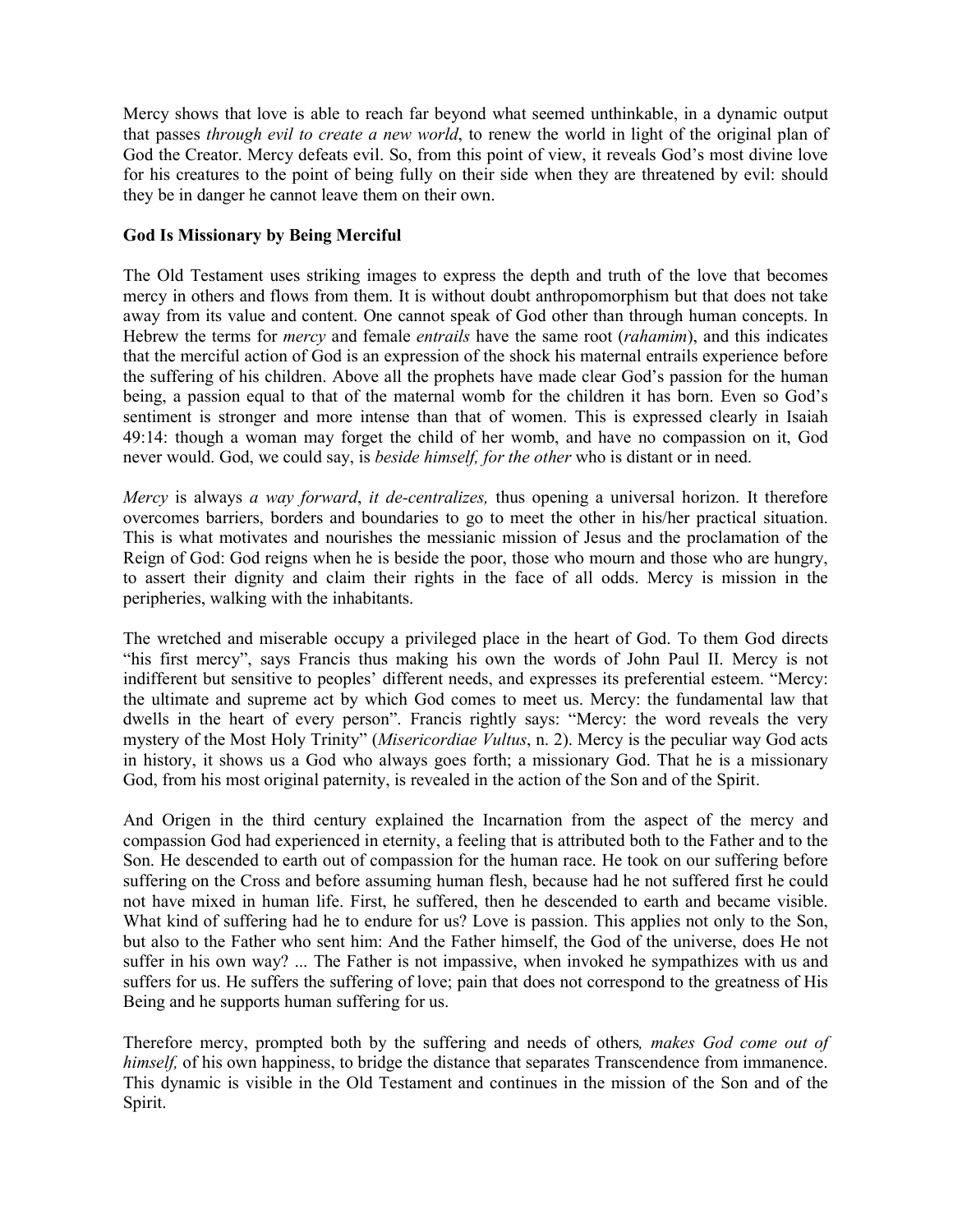Mercy shows that love is able to reach far beyond what seemed unthinkable, in a dynamic output that passes *through evil to create a new world*, to renew the world in light of the original plan of God the Creator. Mercy defeats evil. So, from this point of view, it reveals God's most divine love for his creatures to the point of being fully on their side when they are threatened by evil: should they be in danger he cannot leave them on their own.

**God Is Missionary by Being Merciful**

The Old Testament uses striking images to express the depth and truth of the love that becomes mercy in others and flows from them. It is without doubt anthropomorphism but that does not take away from its value and content. One cannot speak of God other than through human concepts. In Hebrew the terms for *mercy* and female *entrails* have the same root (*rahamim*), and this indicates that the merciful action of God is an expression of the shock his maternal entrails experience before the suffering of his children. Above all the prophets have made clear God's passion for the human being, a passion equal to that of the maternal womb for the children it has born. Even so God's sentiment is stronger and more intense than that of women. This is expressed clearly in Isaiah 49:14: though a woman may forget the child of her womb, and have no compassion on it, God never would. God, we could say, is *beside himself, for the other* who is distant or in need.

*Mercy* is always *a way forward*, *it de-centralizes,* thus opening a universal horizon. It therefore overcomes barriers, borders and boundaries to go to meet the other in his/her practical situation. This is what motivates and nourishes the messianic mission of Jesus and the proclamation of the Reign of God: God reigns when he is beside the poor, those who mourn and those who are hungry, to assert their dignity and claim their rights in the face of all odds. Mercy is mission in the peripheries, walking with the inhabitants.

The wretched and miserable occupy a privileged place in the heart of God. To them God directs "his first mercy", says Francis thus making his own the words of John Paul II. Mercy is not indifferent but sensitive to peoples' different needs, and expresses its preferential esteem. "Mercy: the ultimate and supreme act by which God comes to meet us. Mercy: the fundamental law that dwells in the heart of every person". Francis rightly says: "Mercy: the word reveals the very mystery of the Most Holy Trinity" (*Misericordiae Vultus*, n. 2). Mercy is the peculiar way God acts in history, it shows us a God who always goes forth; a missionary God. That he is a missionary God, from his most original paternity, is revealed in the action of the Son and of the Spirit.

And Origen in the third century explained the Incarnation from the aspect of the mercy and compassion God had experienced in eternity, a feeling that is attributed both to the Father and to the Son. He descended to earth out of compassion for the human race. He took on our suffering before suffering on the Cross and before assuming human flesh, because had he not suffered first he could not have mixed in human life. First, he suffered, then he descended to earth and became visible. What kind of suffering had he to endure for us? Love is passion. This applies not only to the Son, but also to the Father who sent him: And the Father himself, the God of the universe, does He not suffer in his own way? ... The Father is not impassive, when invoked he sympathizes with us and suffers for us. He suffers the suffering of love; pain that does not correspond to the greatness of His Being and he supports human suffering for us.

Therefore mercy, prompted both by the suffering and needs of others*, makes God come out of himself,* of his own happiness, to bridge the distance that separates Transcendence from immanence. This dynamic is visible in the Old Testament and continues in the mission of the Son and of the Spirit.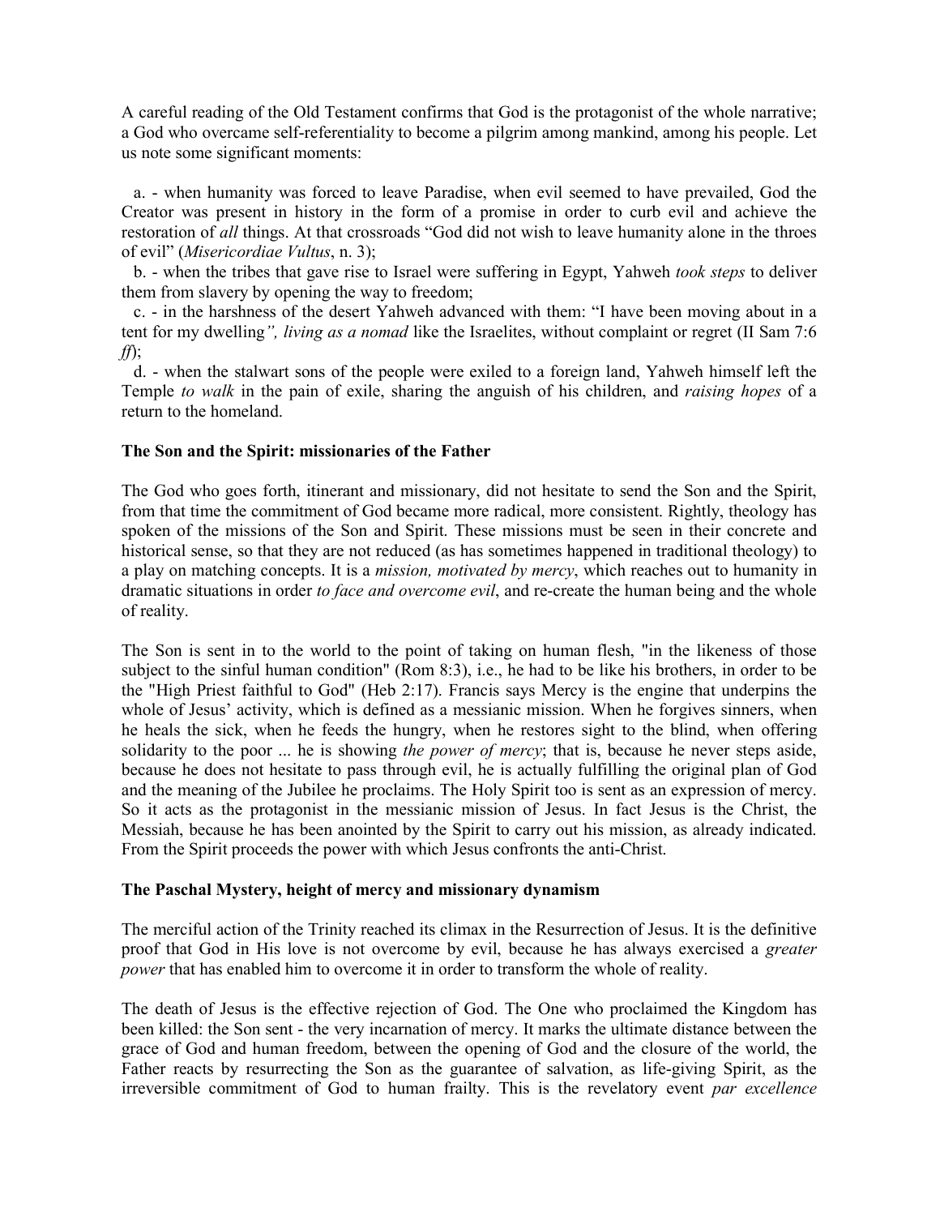A careful reading of the Old Testament confirms that God is the protagonist of the whole narrative; a God who overcame self-referentiality to become a pilgrim among mankind, among his people. Let us note some significant moments:

a. - when humanity was forced to leave Paradise, when evil seemed to have prevailed, God the Creator was present in history in the form of a promise in order to curb evil and achieve the restoration of *all* things. At that crossroads "God did not wish to leave humanity alone in the throes of evil" (*Misericordiae Vultus*, n. 3);

b. - when the tribes that gave rise to Israel were suffering in Egypt, Yahweh *took steps* to deliver them from slavery by opening the way to freedom;

c. - in the harshness of the desert Yahweh advanced with them: "I have been moving about in a tent for my dwelling*", living as a nomad* like the Israelites, without complaint or regret (II Sam 7:6 *ff*);

d. - when the stalwart sons of the people were exiled to a foreign land, Yahweh himself left the Temple *to walk* in the pain of exile, sharing the anguish of his children, and *raising hopes* of a return to the homeland.

**The Son and the Spirit: missionaries of the Father**

The God who goes forth, itinerant and missionary, did not hesitate to send the Son and the Spirit, from that time the commitment of God became more radical, more consistent. Rightly, theology has spoken of the missions of the Son and Spirit. These missions must be seen in their concrete and historical sense, so that they are not reduced (as has sometimes happened in traditional theology) to a play on matching concepts. It is a *mission, motivated by mercy*, which reaches out to humanity in dramatic situations in order *to face and overcome evil*, and re-create the human being and the whole of reality.

The Son is sent in to the world to the point of taking on human flesh, "in the likeness of those subject to the sinful human condition" (Rom 8:3), i.e., he had to be like his brothers, in order to be the "High Priest faithful to God" (Heb 2:17). Francis says Mercy is the engine that underpins the whole of Jesus' activity, which is defined as a messianic mission. When he forgives sinners, when he heals the sick, when he feeds the hungry, when he restores sight to the blind, when offering solidarity to the poor ... he is showing *the power of mercy*; that is, because he never steps aside, because he does not hesitate to pass through evil, he is actually fulfilling the original plan of God and the meaning of the Jubilee he proclaims. The Holy Spirit too is sent as an expression of mercy. So it acts as the protagonist in the messianic mission of Jesus. In fact Jesus is the Christ, the Messiah, because he has been anointed by the Spirit to carry out his mission, as already indicated. From the Spirit proceeds the power with which Jesus confronts the anti-Christ.

**The Paschal Mystery, height of mercy and missionary dynamism**

The merciful action of the Trinity reached its climax in the Resurrection of Jesus. It is the definitive proof that God in His love is not overcome by evil, because he has always exercised a *greater power* that has enabled him to overcome it in order to transform the whole of reality.

The death of Jesus is the effective rejection of God. The One who proclaimed the Kingdom has been killed: the Son sent - the very incarnation of mercy. It marks the ultimate distance between the grace of God and human freedom, between the opening of God and the closure of the world, the Father reacts by resurrecting the Son as the guarantee of salvation, as life-giving Spirit, as the irreversible commitment of God to human frailty. This is the revelatory event *par excellence*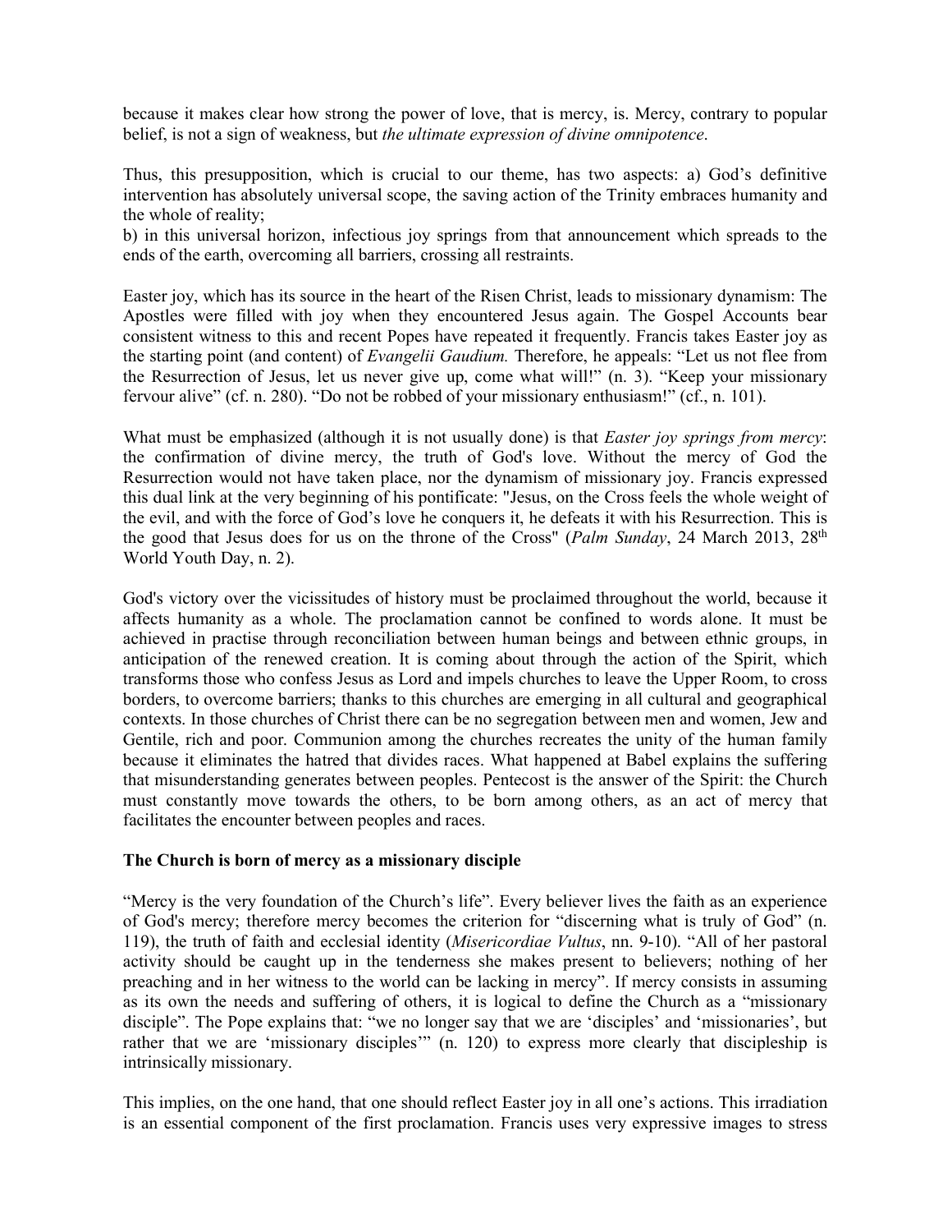because it makes clear how strong the power of love, that is mercy, is. Mercy, contrary to popular belief, is not a sign of weakness, but *the ultimate expression of divine omnipotence*.

Thus, this presupposition, which is crucial to our theme, has two aspects: a) God's definitive intervention has absolutely universal scope, the saving action of the Trinity embraces humanity and the whole of reality;
b) in this universal horizon, infectious joy springs from that announcement which spreads to the ends of the earth, overcoming all barriers, crossing all restraints.

Easter joy, which has its source in the heart of the Risen Christ, leads to missionary dynamism: The Apostles were filled with joy when they encountered Jesus again. The Gospel Accounts bear consistent witness to this and recent Popes have repeated it frequently. Francis takes Easter joy as the starting point (and content) of *Evangelii Gaudium.* Therefore, he appeals: "Let us not flee from the Resurrection of Jesus, let us never give up, come what will!" (n. 3). "Keep your missionary fervour alive" (cf. n. 280). "Do not be robbed of your missionary enthusiasm!" (cf., n. 101).

What must be emphasized (although it is not usually done) is that *Easter joy springs from mercy*: the confirmation of divine mercy, the truth of God's love. Without the mercy of God the Resurrection would not have taken place, nor the dynamism of missionary joy. Francis expressed this dual link at the very beginning of his pontificate: "Jesus, on the Cross feels the whole weight of the evil, and with the force of God's love he conquers it, he defeats it with his Resurrection. This is the good that Jesus does for us on the throne of the Cross" (*Palm Sunday*, 24 March 2013, 28th World Youth Day, n. 2).

God's victory over the vicissitudes of history must be proclaimed throughout the world, because it affects humanity as a whole. The proclamation cannot be confined to words alone. It must be achieved in practise through reconciliation between human beings and between ethnic groups, in anticipation of the renewed creation. It is coming about through the action of the Spirit, which transforms those who confess Jesus as Lord and impels churches to leave the Upper Room, to cross borders, to overcome barriers; thanks to this churches are emerging in all cultural and geographical contexts. In those churches of Christ there can be no segregation between men and women, Jew and Gentile, rich and poor. Communion among the churches recreates the unity of the human family because it eliminates the hatred that divides races. What happened at Babel explains the suffering that misunderstanding generates between peoples. Pentecost is the answer of the Spirit: the Church must constantly move towards the others, to be born among others, as an act of mercy that facilitates the encounter between peoples and races.

### The Church is born of mercy as a missionary disciple

"Mercy is the very foundation of the Church's life". Every believer lives the faith as an experience of God's mercy; therefore mercy becomes the criterion for "discerning what is truly of God" (n. 119), the truth of faith and ecclesial identity (*Misericordiae Vultus*, nn. 9-10). "All of her pastoral activity should be caught up in the tenderness she makes present to believers; nothing of her preaching and in her witness to the world can be lacking in mercy". If mercy consists in assuming as its own the needs and suffering of others, it is logical to define the Church as a "missionary disciple". The Pope explains that: "we no longer say that we are 'disciples' and 'missionaries', but rather that we are 'missionary disciples'" (n. 120) to express more clearly that discipleship is intrinsically missionary.

This implies, on the one hand, that one should reflect Easter joy in all one's actions. This irradiation is an essential component of the first proclamation. Francis uses very expressive images to stress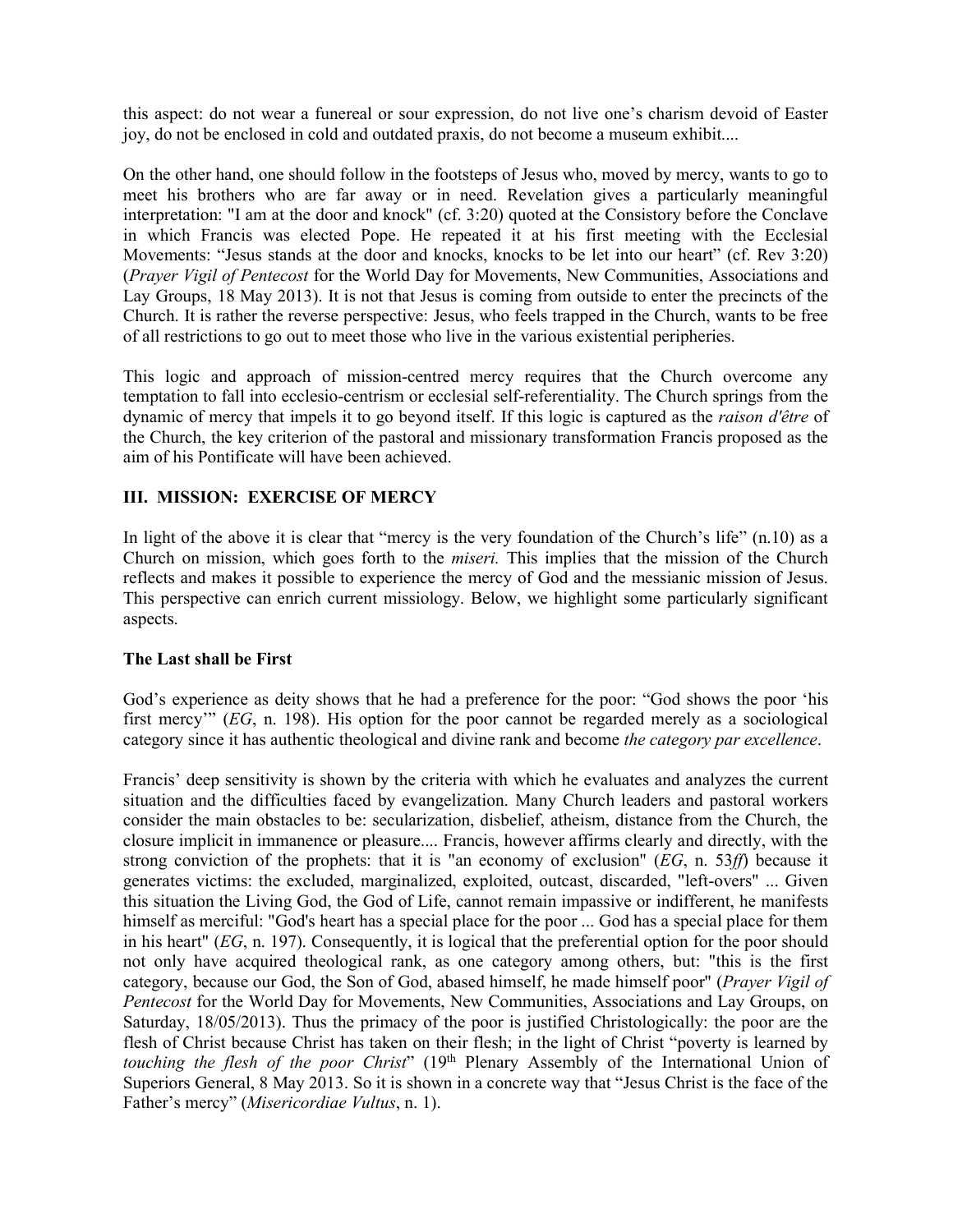this aspect: do not wear a funereal or sour expression, do not live one's charism devoid of Easter joy, do not be enclosed in cold and outdated praxis, do not become a museum exhibit....

On the other hand, one should follow in the footsteps of Jesus who, moved by mercy, wants to go to meet his brothers who are far away or in need. Revelation gives a particularly meaningful interpretation: "I am at the door and knock" (cf. 3:20) quoted at the Consistory before the Conclave in which Francis was elected Pope. He repeated it at his first meeting with the Ecclesial Movements: "Jesus stands at the door and knocks, knocks to be let into our heart" (cf. Rev 3:20) (*Prayer Vigil of Pentecost* for the World Day for Movements, New Communities, Associations and Lay Groups, 18 May 2013). It is not that Jesus is coming from outside to enter the precincts of the Church. It is rather the reverse perspective: Jesus, who feels trapped in the Church, wants to be free of all restrictions to go out to meet those who live in the various existential peripheries.

This logic and approach of mission-centred mercy requires that the Church overcome any temptation to fall into ecclesio-centrism or ecclesial self-referentiality. The Church springs from the dynamic of mercy that impels it to go beyond itself. If this logic is captured as the *raison d'être* of the Church, the key criterion of the pastoral and missionary transformation Francis proposed as the aim of his Pontificate will have been achieved.

## III. MISSION: EXERCISE OF MERCY

In light of the above it is clear that "mercy is the very foundation of the Church's life" (n.10) as a Church on mission, which goes forth to the *miseri.* This implies that the mission of the Church reflects and makes it possible to experience the mercy of God and the messianic mission of Jesus. This perspective can enrich current missiology. Below, we highlight some particularly significant aspects.

### The Last shall be First

God's experience as deity shows that he had a preference for the poor: "God shows the poor 'his first mercy'" (*EG*, n. 198). His option for the poor cannot be regarded merely as a sociological category since it has authentic theological and divine rank and become *the category par excellence*.

Francis' deep sensitivity is shown by the criteria with which he evaluates and analyzes the current situation and the difficulties faced by evangelization. Many Church leaders and pastoral workers consider the main obstacles to be: secularization, disbelief, atheism, distance from the Church, the closure implicit in immanence or pleasure.... Francis, however affirms clearly and directly, with the strong conviction of the prophets: that it is "an economy of exclusion" (*EG*, n. 53*ff*) because it generates victims: the excluded, marginalized, exploited, outcast, discarded, "left-overs" ... Given this situation the Living God, the God of Life, cannot remain impassive or indifferent, he manifests himself as merciful: "God's heart has a special place for the poor ... God has a special place for them in his heart" (*EG*, n. 197). Consequently, it is logical that the preferential option for the poor should not only have acquired theological rank, as one category among others, but: "this is the first category, because our God, the Son of God, abased himself, he made himself poor" (*Prayer Vigil of Pentecost* for the World Day for Movements, New Communities, Associations and Lay Groups, on Saturday, 18/05/2013). Thus the primacy of the poor is justified Christologically: the poor are the flesh of Christ because Christ has taken on their flesh; in the light of Christ "poverty is learned by *touching the flesh of the poor Christ*" (19th Plenary Assembly of the International Union of Superiors General, 8 May 2013. So it is shown in a concrete way that "Jesus Christ is the face of the Father's mercy" (*Misericordiae Vultus*, n. 1).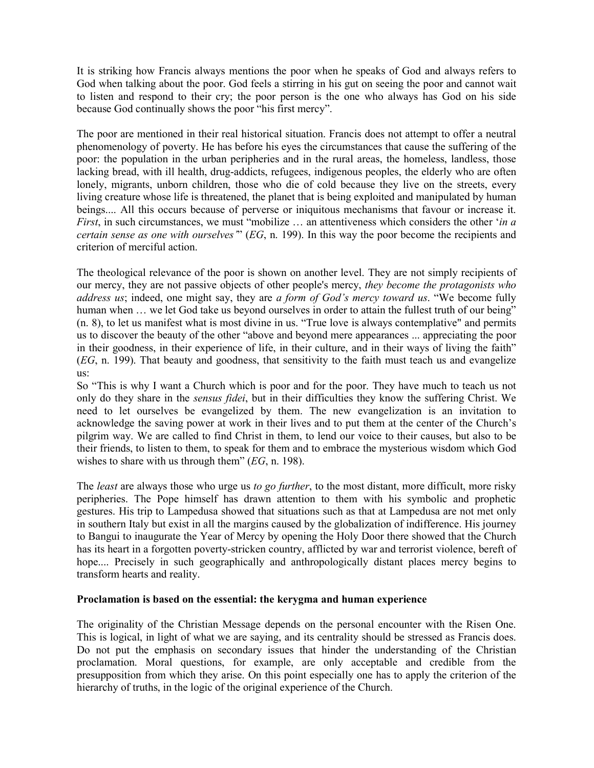It is striking how Francis always mentions the poor when he speaks of God and always refers to God when talking about the poor. God feels a stirring in his gut on seeing the poor and cannot wait to listen and respond to their cry; the poor person is the one who always has God on his side because God continually shows the poor "his first mercy".

The poor are mentioned in their real historical situation. Francis does not attempt to offer a neutral phenomenology of poverty. He has before his eyes the circumstances that cause the suffering of the poor: the population in the urban peripheries and in the rural areas, the homeless, landless, those lacking bread, with ill health, drug-addicts, refugees, indigenous peoples, the elderly who are often lonely, migrants, unborn children, those who die of cold because they live on the streets, every living creature whose life is threatened, the planet that is being exploited and manipulated by human beings.... All this occurs because of perverse or iniquitous mechanisms that favour or increase it. *First*, in such circumstances, we must "mobilize … an attentiveness which considers the other '*in a certain sense as one with ourselves*'" (*EG*, n. 199). In this way the poor become the recipients and criterion of merciful action.

The theological relevance of the poor is shown on another level. They are not simply recipients of our mercy, they are not passive objects of other people's mercy, *they become the protagonists who address us*; indeed, one might say, they are *a form of God's mercy toward us*. "We become fully human when … we let God take us beyond ourselves in order to attain the fullest truth of our being" (n. 8), to let us manifest what is most divine in us. "True love is always contemplative" and permits us to discover the beauty of the other "above and beyond mere appearances ... appreciating the poor in their goodness, in their experience of life, in their culture, and in their ways of living the faith" (*EG*, n. 199). That beauty and goodness, that sensitivity to the faith must teach us and evangelize us:
So "This is why I want a Church which is poor and for the poor. They have much to teach us not only do they share in the *sensus fidei*, but in their difficulties they know the suffering Christ. We need to let ourselves be evangelized by them. The new evangelization is an invitation to acknowledge the saving power at work in their lives and to put them at the center of the Church's pilgrim way. We are called to find Christ in them, to lend our voice to their causes, but also to be their friends, to listen to them, to speak for them and to embrace the mysterious wisdom which God wishes to share with us through them" (*EG*, n. 198).

The *least* are always those who urge us *to go further*, to the most distant, more difficult, more risky peripheries. The Pope himself has drawn attention to them with his symbolic and prophetic gestures. His trip to Lampedusa showed that situations such as that at Lampedusa are not met only in southern Italy but exist in all the margins caused by the globalization of indifference. His journey to Bangui to inaugurate the Year of Mercy by opening the Holy Door there showed that the Church has its heart in a forgotten poverty-stricken country, afflicted by war and terrorist violence, bereft of hope.... Precisely in such geographically and anthropologically distant places mercy begins to transform hearts and reality.

**Proclamation is based on the essential: the kerygma and human experience**

The originality of the Christian Message depends on the personal encounter with the Risen One. This is logical, in light of what we are saying, and its centrality should be stressed as Francis does. Do not put the emphasis on secondary issues that hinder the understanding of the Christian proclamation. Moral questions, for example, are only acceptable and credible from the presupposition from which they arise. On this point especially one has to apply the criterion of the hierarchy of truths, in the logic of the original experience of the Church.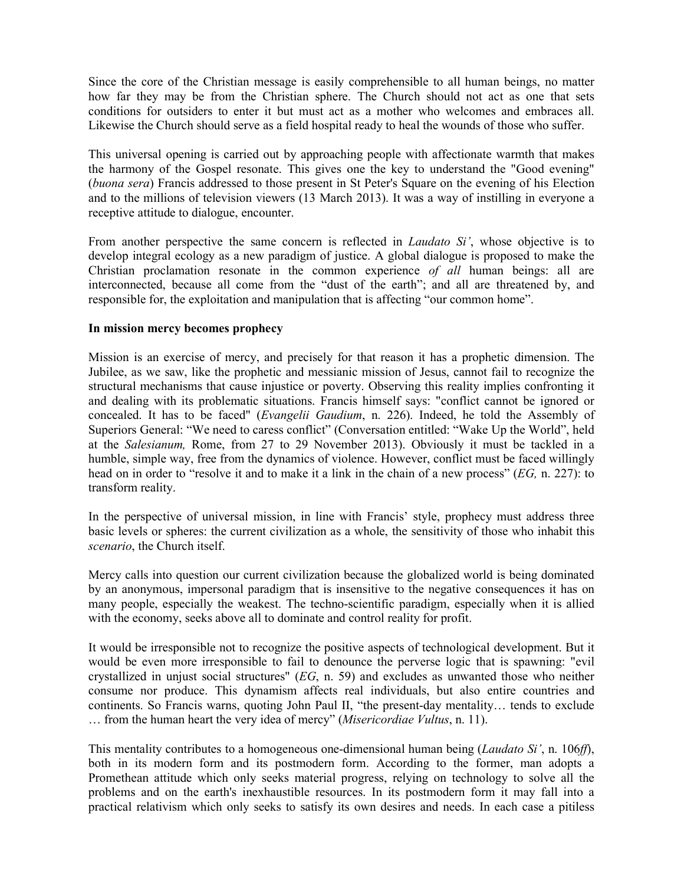Since the core of the Christian message is easily comprehensible to all human beings, no matter how far they may be from the Christian sphere. The Church should not act as one that sets conditions for outsiders to enter it but must act as a mother who welcomes and embraces all. Likewise the Church should serve as a field hospital ready to heal the wounds of those who suffer.

This universal opening is carried out by approaching people with affectionate warmth that makes the harmony of the Gospel resonate. This gives one the key to understand the "Good evening" (*buona sera*) Francis addressed to those present in St Peter's Square on the evening of his Election and to the millions of television viewers (13 March 2013). It was a way of instilling in everyone a receptive attitude to dialogue, encounter.

From another perspective the same concern is reflected in *Laudato Si'*, whose objective is to develop integral ecology as a new paradigm of justice. A global dialogue is proposed to make the Christian proclamation resonate in the common experience *of all* human beings: all are interconnected, because all come from the "dust of the earth"; and all are threatened by, and responsible for, the exploitation and manipulation that is affecting "our common home".

**In mission mercy becomes prophecy**

Mission is an exercise of mercy, and precisely for that reason it has a prophetic dimension. The Jubilee, as we saw, like the prophetic and messianic mission of Jesus, cannot fail to recognize the structural mechanisms that cause injustice or poverty. Observing this reality implies confronting it and dealing with its problematic situations. Francis himself says: "conflict cannot be ignored or concealed. It has to be faced" (*Evangelii Gaudium*, n. 226). Indeed, he told the Assembly of Superiors General: "We need to caress conflict" (Conversation entitled: "Wake Up the World", held at the *Salesianum,* Rome, from 27 to 29 November 2013). Obviously it must be tackled in a humble, simple way, free from the dynamics of violence. However, conflict must be faced willingly head on in order to "resolve it and to make it a link in the chain of a new process" (*EG,* n. 227): to transform reality.

In the perspective of universal mission, in line with Francis' style, prophecy must address three basic levels or spheres: the current civilization as a whole, the sensitivity of those who inhabit this *scenario*, the Church itself.

Mercy calls into question our current civilization because the globalized world is being dominated by an anonymous, impersonal paradigm that is insensitive to the negative consequences it has on many people, especially the weakest. The techno-scientific paradigm, especially when it is allied with the economy, seeks above all to dominate and control reality for profit.

It would be irresponsible not to recognize the positive aspects of technological development. But it would be even more irresponsible to fail to denounce the perverse logic that is spawning: "evil crystallized in unjust social structures" (*EG*, n. 59) and excludes as unwanted those who neither consume nor produce. This dynamism affects real individuals, but also entire countries and continents. So Francis warns, quoting John Paul II, "the present-day mentality… tends to exclude … from the human heart the very idea of mercy" (*Misericordiae Vultus*, n. 11).

This mentality contributes to a homogeneous one-dimensional human being (*Laudato Si'*, n. 106*ff*), both in its modern form and its postmodern form. According to the former, man adopts a Promethean attitude which only seeks material progress, relying on technology to solve all the problems and on the earth's inexhaustible resources. In its postmodern form it may fall into a practical relativism which only seeks to satisfy its own desires and needs. In each case a pitiless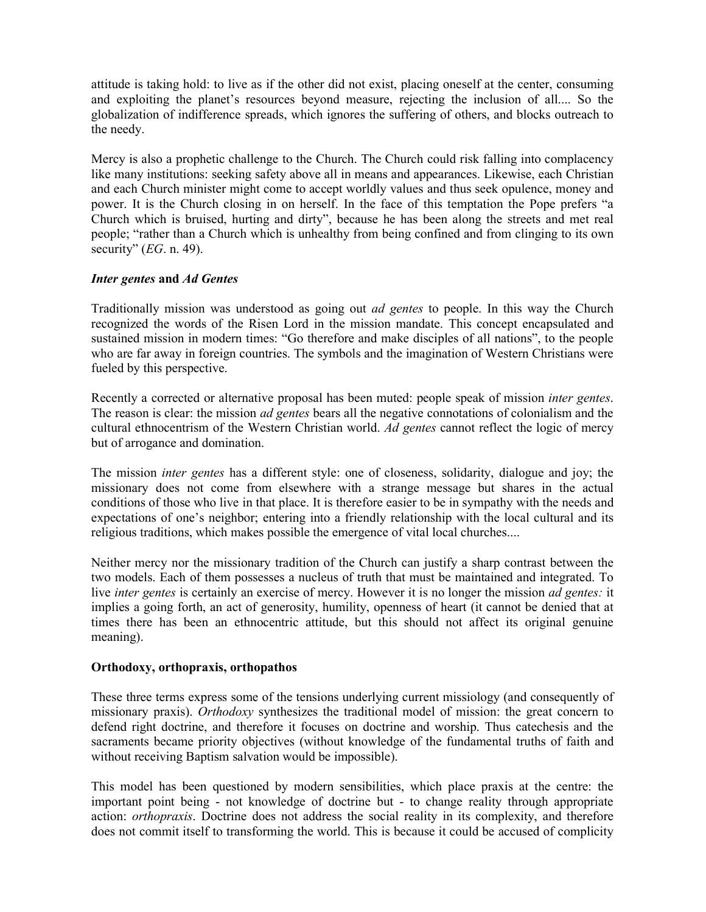attitude is taking hold: to live as if the other did not exist, placing oneself at the center, consuming and exploiting the planet's resources beyond measure, rejecting the inclusion of all.... So the globalization of indifference spreads, which ignores the suffering of others, and blocks outreach to the needy.

Mercy is also a prophetic challenge to the Church. The Church could risk falling into complacency like many institutions: seeking safety above all in means and appearances. Likewise, each Christian and each Church minister might come to accept worldly values and thus seek opulence, money and power. It is the Church closing in on herself. In the face of this temptation the Pope prefers "a Church which is bruised, hurting and dirty", because he has been along the streets and met real people; "rather than a Church which is unhealthy from being confined and from clinging to its own security" (*EG*. n. 49).

### ***Inter gentes*** **and** ***Ad Gentes***

Traditionally mission was understood as going out *ad gentes* to people. In this way the Church recognized the words of the Risen Lord in the mission mandate. This concept encapsulated and sustained mission in modern times: "Go therefore and make disciples of all nations", to the people who are far away in foreign countries. The symbols and the imagination of Western Christians were fueled by this perspective.

Recently a corrected or alternative proposal has been muted: people speak of mission *inter gentes*. The reason is clear: the mission *ad gentes* bears all the negative connotations of colonialism and the cultural ethnocentrism of the Western Christian world. *Ad gentes* cannot reflect the logic of mercy but of arrogance and domination.

The mission *inter gentes* has a different style: one of closeness, solidarity, dialogue and joy; the missionary does not come from elsewhere with a strange message but shares in the actual conditions of those who live in that place. It is therefore easier to be in sympathy with the needs and expectations of one's neighbor; entering into a friendly relationship with the local cultural and its religious traditions, which makes possible the emergence of vital local churches....

Neither mercy nor the missionary tradition of the Church can justify a sharp contrast between the two models. Each of them possesses a nucleus of truth that must be maintained and integrated. To live *inter gentes* is certainly an exercise of mercy. However it is no longer the mission *ad gentes:* it implies a going forth, an act of generosity, humility, openness of heart (it cannot be denied that at times there has been an ethnocentric attitude, but this should not affect its original genuine meaning).

### **Orthodoxy, orthopraxis, orthopathos**

These three terms express some of the tensions underlying current missiology (and consequently of missionary praxis). *Orthodoxy* synthesizes the traditional model of mission: the great concern to defend right doctrine, and therefore it focuses on doctrine and worship. Thus catechesis and the sacraments became priority objectives (without knowledge of the fundamental truths of faith and without receiving Baptism salvation would be impossible).

This model has been questioned by modern sensibilities, which place praxis at the centre: the important point being - not knowledge of doctrine but - to change reality through appropriate action: *orthopraxis*. Doctrine does not address the social reality in its complexity, and therefore does not commit itself to transforming the world. This is because it could be accused of complicity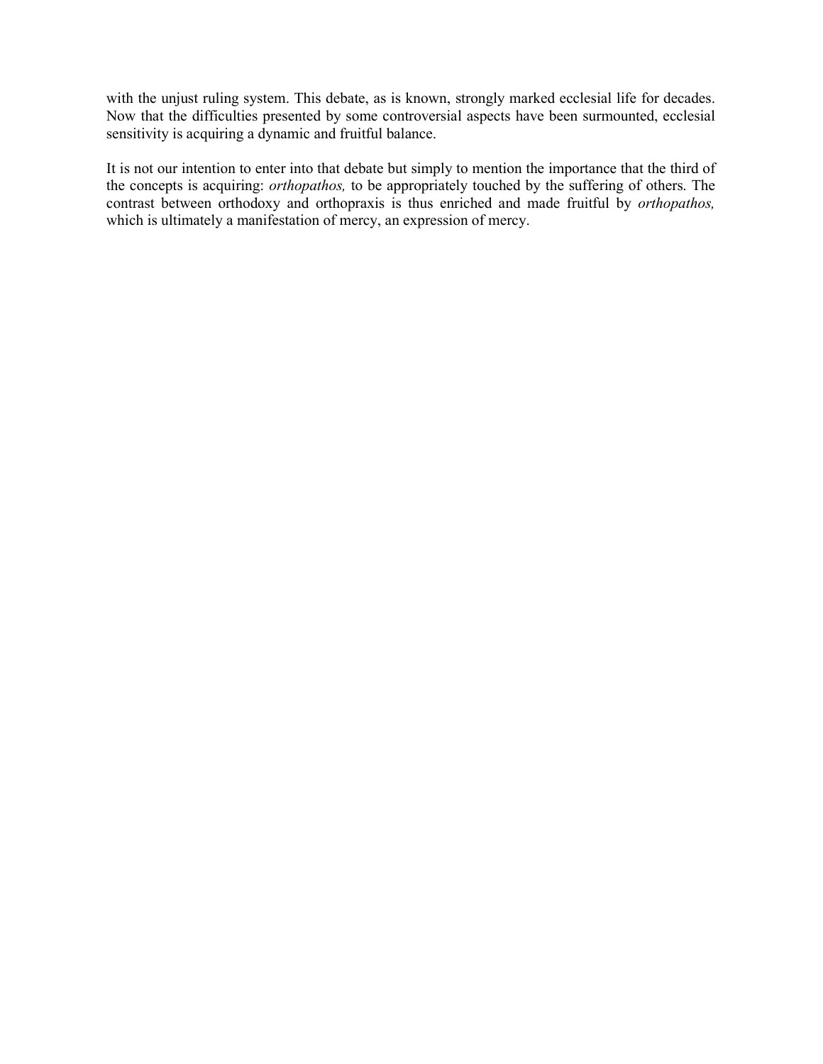with the unjust ruling system. This debate, as is known, strongly marked ecclesial life for decades. Now that the difficulties presented by some controversial aspects have been surmounted, ecclesial sensitivity is acquiring a dynamic and fruitful balance.

It is not our intention to enter into that debate but simply to mention the importance that the third of the concepts is acquiring: *orthopathos,* to be appropriately touched by the suffering of others. The contrast between orthodoxy and orthopraxis is thus enriched and made fruitful by *orthopathos,* which is ultimately a manifestation of mercy, an expression of mercy.